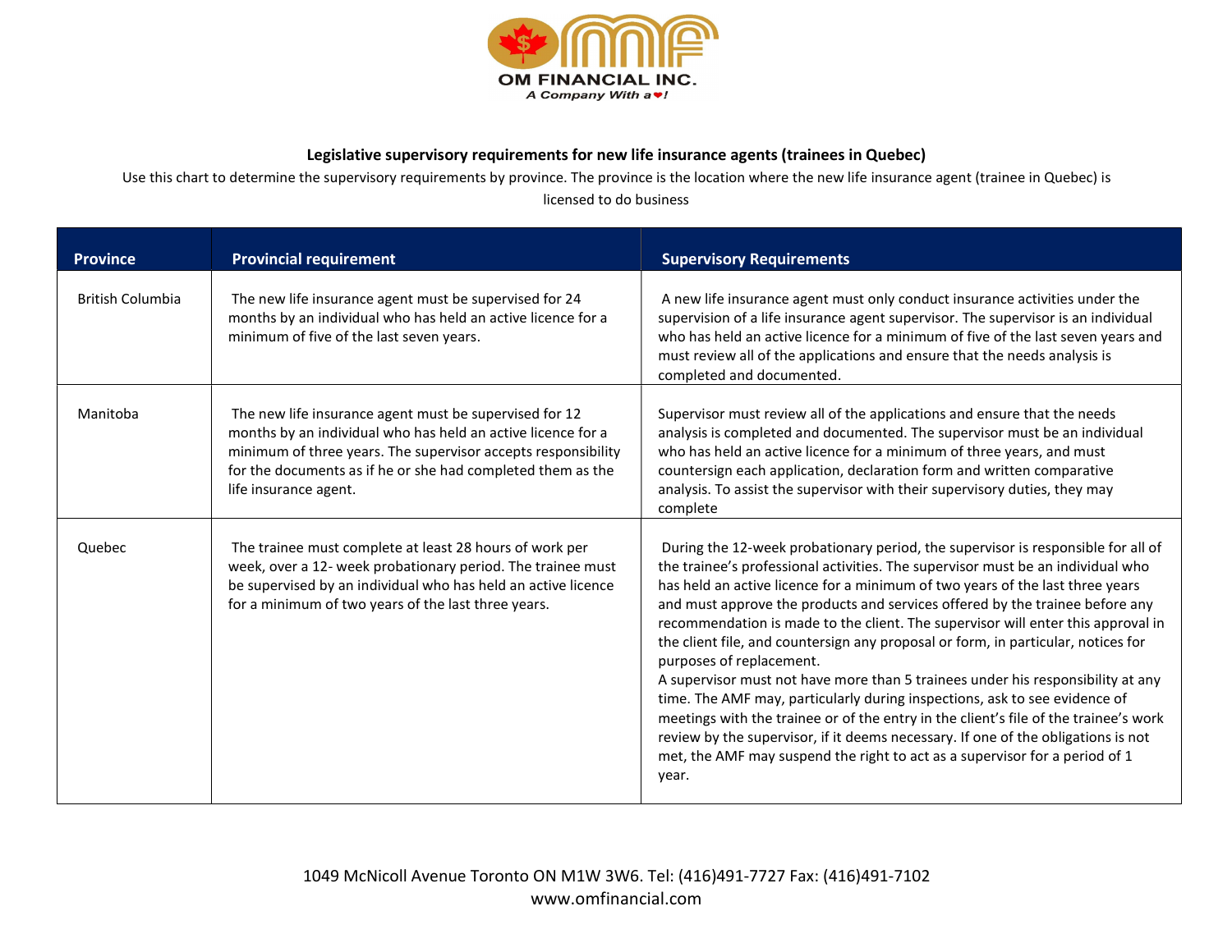OM FINANCIAL INC.

*A Company With a ❤!*

**Legislative supervisory requirements for new life insurance agents (trainees in Quebec)**

Use this chart to determine the supervisory requirements by province. The province is the location where the new life insurance agent (trainee in Quebec) is licensed to do business

| Province | Provincial requirement | Supervisory Requirements |
|---|---|---|
| British Columbia | The new life insurance agent must be supervised for 24 months by an individual who has held an active licence for a minimum of five of the last seven years. | A new life insurance agent must only conduct insurance activities under the supervision of a life insurance agent supervisor. The supervisor is an individual who has held an active licence for a minimum of five of the last seven years and must review all of the applications and ensure that the needs analysis is completed and documented. |
| Manitoba | The new life insurance agent must be supervised for 12 months by an individual who has held an active licence for a minimum of three years. The supervisor accepts responsibility for the documents as if he or she had completed them as the life insurance agent. | Supervisor must review all of the applications and ensure that the needs analysis is completed and documented. The supervisor must be an individual who has held an active licence for a minimum of three years, and must countersign each application, declaration form and written comparative analysis. To assist the supervisor with their supervisory duties, they may complete |
| Quebec | The trainee must complete at least 28 hours of work per week, over a 12- week probationary period. The trainee must be supervised by an individual who has held an active licence for a minimum of two years of the last three years. | During the 12-week probationary period, the supervisor is responsible for all of the trainee's professional activities. The supervisor must be an individual who has held an active licence for a minimum of two years of the last three years and must approve the products and services offered by the trainee before any recommendation is made to the client. The supervisor will enter this approval in the client file, and countersign any proposal or form, in particular, notices for purposes of replacement.<br>A supervisor must not have more than 5 trainees under his responsibility at any time. The AMF may, particularly during inspections, ask to see evidence of meetings with the trainee or of the entry in the client's file of the trainee's work review by the supervisor, if it deems necessary. If one of the obligations is not met, the AMF may suspend the right to act as a supervisor for a period of 1 year. |

1049 McNicoll Avenue Toronto ON M1W 3W6. Tel: (416)491-7727 Fax: (416)491-7102
www.omfinancial.com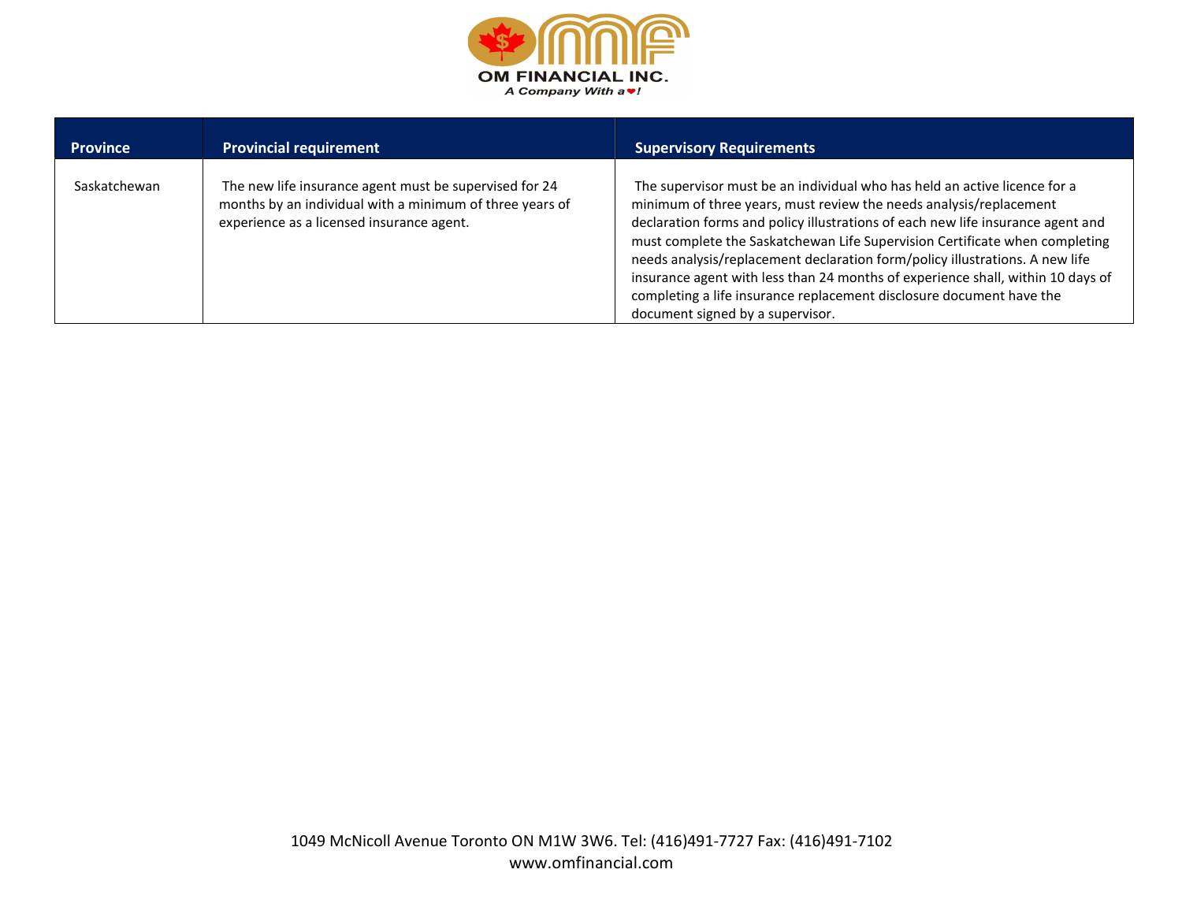| Province | Provincial requirement | Supervisory Requirements |
| --- | --- | --- |
| Saskatchewan | The new life insurance agent must be supervised for 24 months by an individual with a minimum of three years of experience as a licensed insurance agent. | The supervisor must be an individual who has held an active licence for a minimum of three years, must review the needs analysis/replacement declaration forms and policy illustrations of each new life insurance agent and must complete the Saskatchewan Life Supervision Certificate when completing needs analysis/replacement declaration form/policy illustrations. A new life insurance agent with less than 24 months of experience shall, within 10 days of completing a life insurance replacement disclosure document have the document signed by a supervisor. |